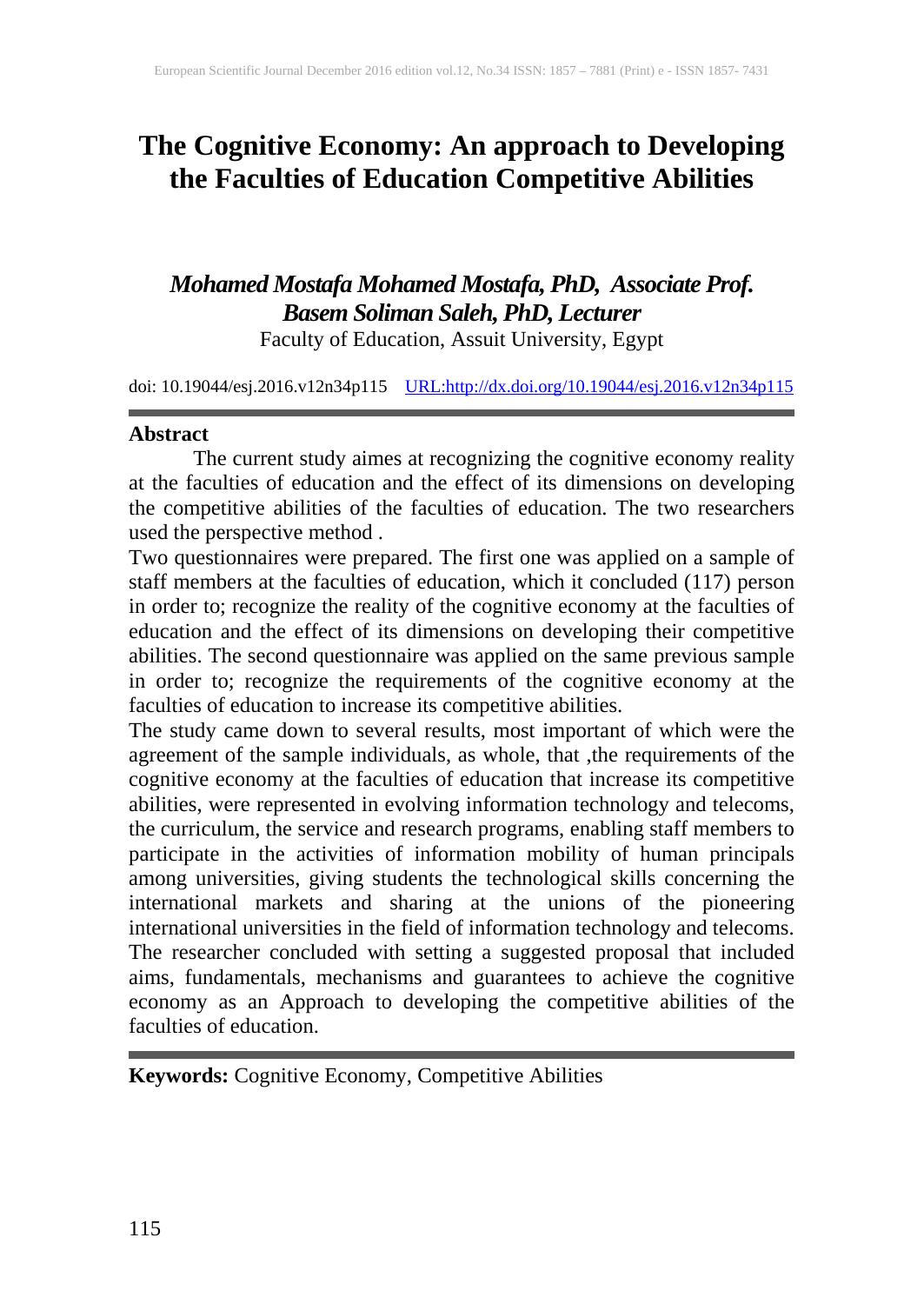# The Cognitive Economy: An approach to Developing the Faculties of Education Competitive Abilities

***Mohamed Mostafa Mohamed Mostafa, PhD, Associate Prof.***
***Basem Soliman Saleh, PhD, Lecturer***
Faculty of Education, Assuit University, Egypt

doi: 10.19044/esj.2016.v12n34p115 URL:http://dx.doi.org/10.19044/esj.2016.v12n34p115

## Abstract

The current study aimes at recognizing the cognitive economy reality at the faculties of education and the effect of its dimensions on developing the competitive abilities of the faculties of education. The two researchers used the perspective method .

Two questionnaires were prepared. The first one was applied on a sample of staff members at the faculties of education, which it concluded (117) person in order to; recognize the reality of the cognitive economy at the faculties of education and the effect of its dimensions on developing their competitive abilities. The second questionnaire was applied on the same previous sample in order to; recognize the requirements of the cognitive economy at the faculties of education to increase its competitive abilities.

The study came down to several results, most important of which were the agreement of the sample individuals, as whole, that ,the requirements of the cognitive economy at the faculties of education that increase its competitive abilities, were represented in evolving information technology and telecoms, the curriculum, the service and research programs, enabling staff members to participate in the activities of information mobility of human principals among universities, giving students the technological skills concerning the international markets and sharing at the unions of the pioneering international universities in the field of information technology and telecoms. The researcher concluded with setting a suggested proposal that included aims, fundamentals, mechanisms and guarantees to achieve the cognitive economy as an Approach to developing the competitive abilities of the faculties of education.

**Keywords:** Cognitive Economy, Competitive Abilities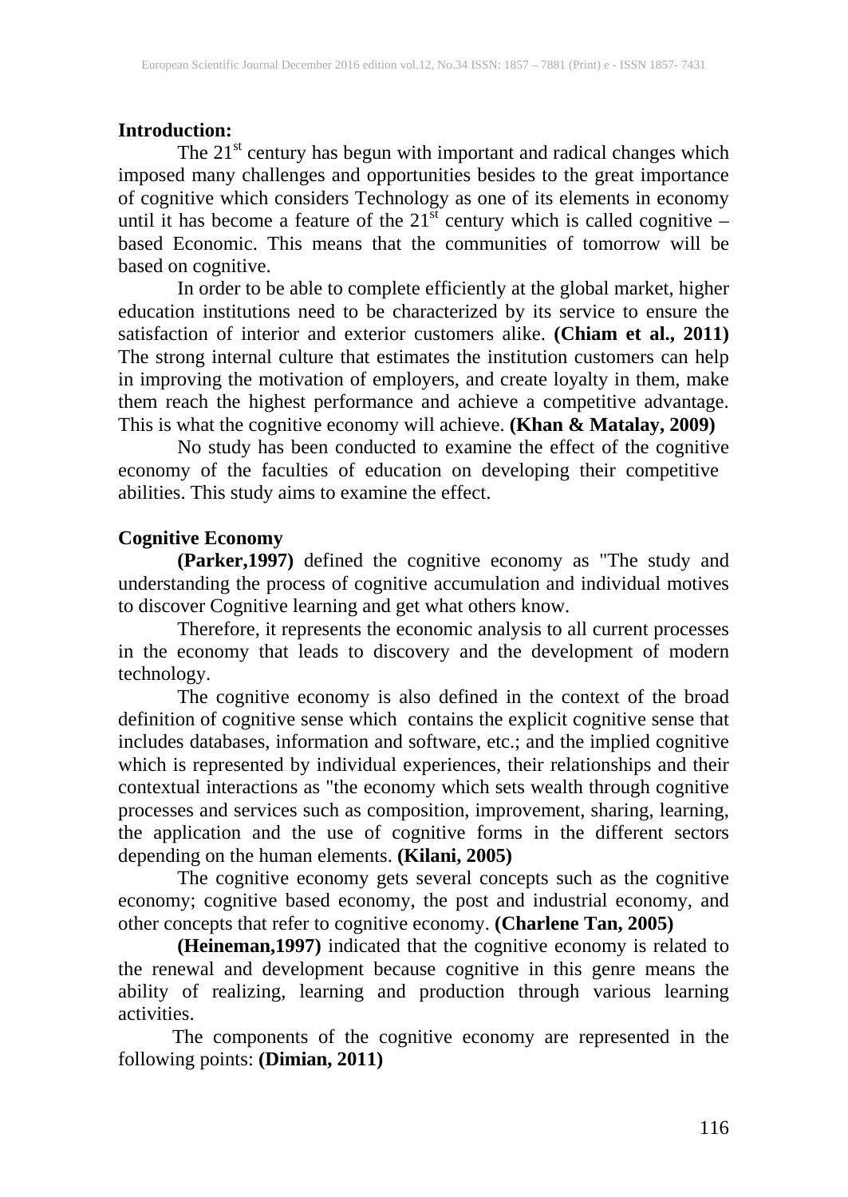**Introduction:**

The 21st century has begun with important and radical changes which imposed many challenges and opportunities besides to the great importance of cognitive which considers Technology as one of its elements in economy until it has become a feature of the 21st century which is called cognitive – based Economic. This means that the communities of tomorrow will be based on cognitive.

In order to be able to complete efficiently at the global market, higher education institutions need to be characterized by its service to ensure the satisfaction of interior and exterior customers alike. **(Chiam et al., 2011)** The strong internal culture that estimates the institution customers can help in improving the motivation of employers, and create loyalty in them, make them reach the highest performance and achieve a competitive advantage. This is what the cognitive economy will achieve. **(Khan & Matalay, 2009)**

No study has been conducted to examine the effect of the cognitive economy of the faculties of education on developing their competitive abilities. This study aims to examine the effect.

**Cognitive Economy**

**(Parker,1997)** defined the cognitive economy as "The study and understanding the process of cognitive accumulation and individual motives to discover Cognitive learning and get what others know.

Therefore, it represents the economic analysis to all current processes in the economy that leads to discovery and the development of modern technology.

The cognitive economy is also defined in the context of the broad definition of cognitive sense which contains the explicit cognitive sense that includes databases, information and software, etc.; and the implied cognitive which is represented by individual experiences, their relationships and their contextual interactions as "the economy which sets wealth through cognitive processes and services such as composition, improvement, sharing, learning, the application and the use of cognitive forms in the different sectors depending on the human elements. **(Kilani, 2005)**

The cognitive economy gets several concepts such as the cognitive economy; cognitive based economy, the post and industrial economy, and other concepts that refer to cognitive economy. **(Charlene Tan, 2005)**

**(Heineman,1997)** indicated that the cognitive economy is related to the renewal and development because cognitive in this genre means the ability of realizing, learning and production through various learning activities.

The components of the cognitive economy are represented in the following points: **(Dimian, 2011)**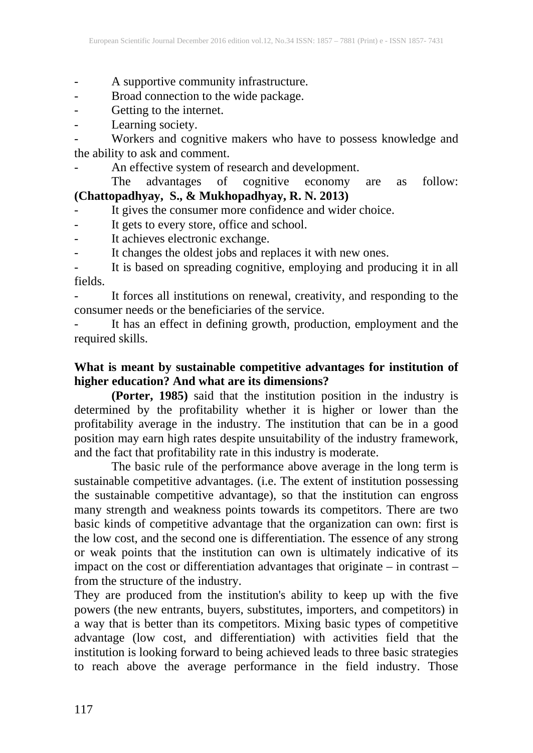- A supportive community infrastructure.
- Broad connection to the wide package.
- Getting to the internet.
- Learning society.
- Workers and cognitive makers who have to possess knowledge and the ability to ask and comment.
- An effective system of research and development.

The advantages of cognitive economy are as follow: **(Chattopadhyay, S., & Mukhopadhyay, R. N. 2013)**

- It gives the consumer more confidence and wider choice.
- It gets to every store, office and school.
- It achieves electronic exchange.
- It changes the oldest jobs and replaces it with new ones.
- It is based on spreading cognitive, employing and producing it in all fields.
- It forces all institutions on renewal, creativity, and responding to the consumer needs or the beneficiaries of the service.
- It has an effect in defining growth, production, employment and the required skills.

**What is meant by sustainable competitive advantages for institution of higher education? And what are its dimensions?**

**(Porter, 1985)** said that the institution position in the industry is determined by the profitability whether it is higher or lower than the profitability average in the industry. The institution that can be in a good position may earn high rates despite unsuitability of the industry framework, and the fact that profitability rate in this industry is moderate.

The basic rule of the performance above average in the long term is sustainable competitive advantages. (i.e. The extent of institution possessing the sustainable competitive advantage), so that the institution can engross many strength and weakness points towards its competitors. There are two basic kinds of competitive advantage that the organization can own: first is the low cost, and the second one is differentiation. The essence of any strong or weak points that the institution can own is ultimately indicative of its impact on the cost or differentiation advantages that originate – in contrast – from the structure of the industry.

They are produced from the institution's ability to keep up with the five powers (the new entrants, buyers, substitutes, importers, and competitors) in a way that is better than its competitors. Mixing basic types of competitive advantage (low cost, and differentiation) with activities field that the institution is looking forward to being achieved leads to three basic strategies to reach above the average performance in the field industry. Those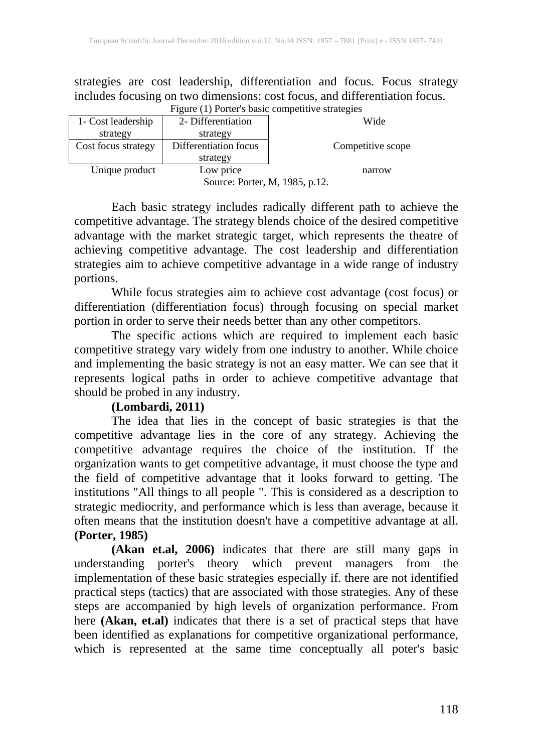strategies are cost leadership, differentiation and focus. Focus strategy includes focusing on two dimensions: cost focus, and differentiation focus.

Figure (1) Porter's basic competitive strategies

| 1- Cost leadership strategy | 2- Differentiation strategy | Wide |
|---|---|---|
| Cost focus strategy | Differentiation focus strategy | Competitive scope |
| Unique product | Low price | narrow |

Source: Porter, M, 1985, p.12.

Each basic strategy includes radically different path to achieve the competitive advantage. The strategy blends choice of the desired competitive advantage with the market strategic target, which represents the theatre of achieving competitive advantage. The cost leadership and differentiation strategies aim to achieve competitive advantage in a wide range of industry portions.

While focus strategies aim to achieve cost advantage (cost focus) or differentiation (differentiation focus) through focusing on special market portion in order to serve their needs better than any other competitors.

The specific actions which are required to implement each basic competitive strategy vary widely from one industry to another. While choice and implementing the basic strategy is not an easy matter. We can see that it represents logical paths in order to achieve competitive advantage that should be probed in any industry.

**(Lombardi, 2011)**

The idea that lies in the concept of basic strategies is that the competitive advantage lies in the core of any strategy. Achieving the competitive advantage requires the choice of the institution. If the organization wants to get competitive advantage, it must choose the type and the field of competitive advantage that it looks forward to getting. The institutions "All things to all people ". This is considered as a description to strategic mediocrity, and performance which is less than average, because it often means that the institution doesn't have a competitive advantage at all. **(Porter, 1985)**

**(Akan et.al, 2006)** indicates that there are still many gaps in understanding porter's theory which prevent managers from the implementation of these basic strategies especially if. there are not identified practical steps (tactics) that are associated with those strategies. Any of these steps are accompanied by high levels of organization performance. From here **(Akan, et.al)** indicates that there is a set of practical steps that have been identified as explanations for competitive organizational performance, which is represented at the same time conceptually all poter's basic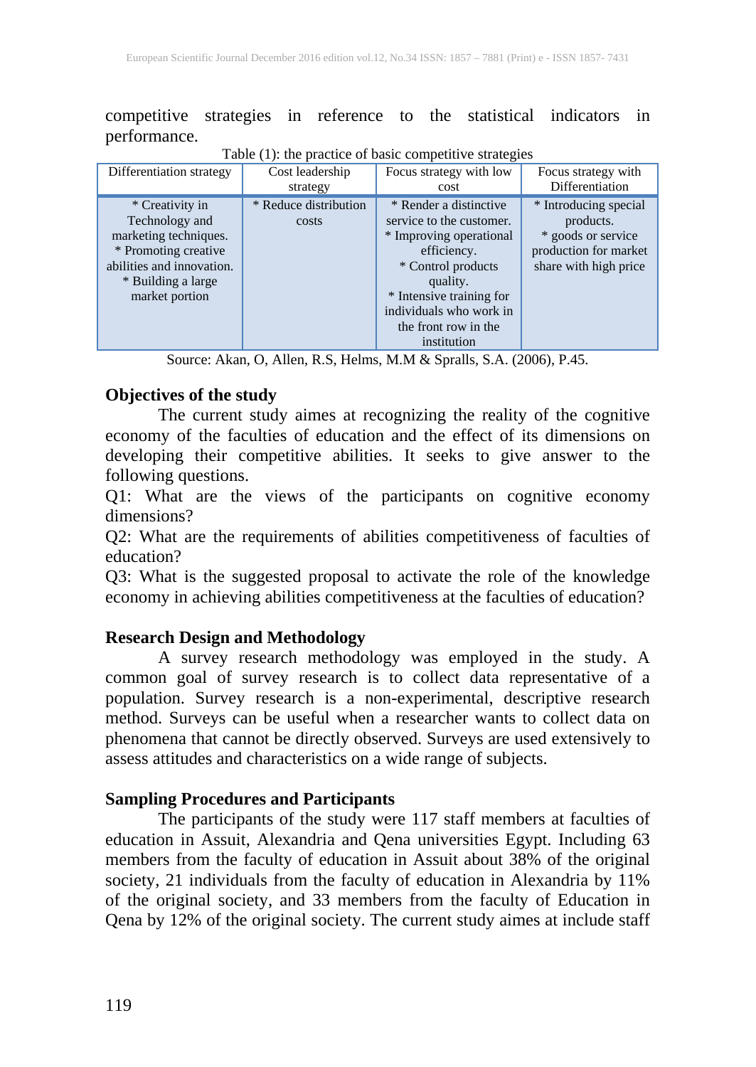competitive strategies in reference to the statistical indicators in performance.

Table (1): the practice of basic competitive strategies

| Differentiation strategy | Cost leadership strategy | Focus strategy with low cost | Focus strategy with Differentiation |
|---|---|---|---|
| * Creativity in Technology and marketing techniques. * Promoting creative abilities and innovation. * Building a large market portion | * Reduce distribution costs | * Render a distinctive service to the customer. * Improving operational efficiency. * Control products quality. * Intensive training for individuals who work in the front row in the institution | * Introducing special products. * goods or service production for market share with high price |

Source: Akan, O, Allen, R.S, Helms, M.M & Spralls, S.A. (2006), P.45.

### Objectives of the study

The current study aimes at recognizing the reality of the cognitive economy of the faculties of education and the effect of its dimensions on developing their competitive abilities. It seeks to give answer to the following questions.

Q1: What are the views of the participants on cognitive economy dimensions?

Q2: What are the requirements of abilities competitiveness of faculties of education?

Q3: What is the suggested proposal to activate the role of the knowledge economy in achieving abilities competitiveness at the faculties of education?

### Research Design and Methodology

A survey research methodology was employed in the study. A common goal of survey research is to collect data representative of a population. Survey research is a non-experimental, descriptive research method. Surveys can be useful when a researcher wants to collect data on phenomena that cannot be directly observed. Surveys are used extensively to assess attitudes and characteristics on a wide range of subjects.

### Sampling Procedures and Participants

The participants of the study were 117 staff members at faculties of education in Assuit, Alexandria and Qena universities Egypt. Including 63 members from the faculty of education in Assuit about 38% of the original society, 21 individuals from the faculty of education in Alexandria by 11% of the original society, and 33 members from the faculty of Education in Qena by 12% of the original society. The current study aimes at include staff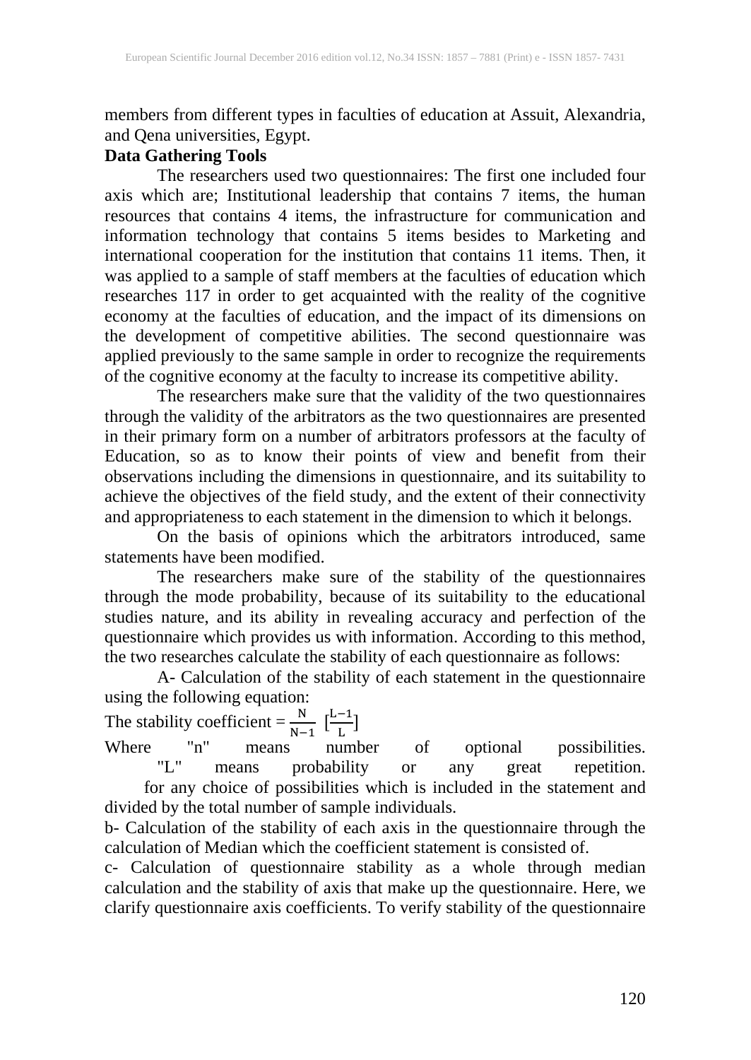members from different types in faculties of education at Assuit, Alexandria, and Qena universities, Egypt.

**Data Gathering Tools**

The researchers used two questionnaires: The first one included four axis which are; Institutional leadership that contains 7 items, the human resources that contains 4 items, the infrastructure for communication and information technology that contains 5 items besides to Marketing and international cooperation for the institution that contains 11 items. Then, it was applied to a sample of staff members at the faculties of education which researches 117 in order to get acquainted with the reality of the cognitive economy at the faculties of education, and the impact of its dimensions on the development of competitive abilities. The second questionnaire was applied previously to the same sample in order to recognize the requirements of the cognitive economy at the faculty to increase its competitive ability.

The researchers make sure that the validity of the two questionnaires through the validity of the arbitrators as the two questionnaires are presented in their primary form on a number of arbitrators professors at the faculty of Education, so as to know their points of view and benefit from their observations including the dimensions in questionnaire, and its suitability to achieve the objectives of the field study, and the extent of their connectivity and appropriateness to each statement in the dimension to which it belongs.

On the basis of opinions which the arbitrators introduced, same statements have been modified.

The researchers make sure of the stability of the questionnaires through the mode probability, because of its suitability to the educational studies nature, and its ability in revealing accuracy and perfection of the questionnaire which provides us with information. According to this method, the two researches calculate the stability of each questionnaire as follows:

A- Calculation of the stability of each statement in the questionnaire using the following equation:

The stability coefficient = $\frac{N}{N-1}\ [\frac{L-1}{L}]$

Where "n" means number of optional possibilities.

"L" means probability or any great repetition.

for any choice of possibilities which is included in the statement and divided by the total number of sample individuals.

b- Calculation of the stability of each axis in the questionnaire through the calculation of Median which the coefficient statement is consisted of.

c- Calculation of questionnaire stability as a whole through median calculation and the stability of axis that make up the questionnaire. Here, we clarify questionnaire axis coefficients. To verify stability of the questionnaire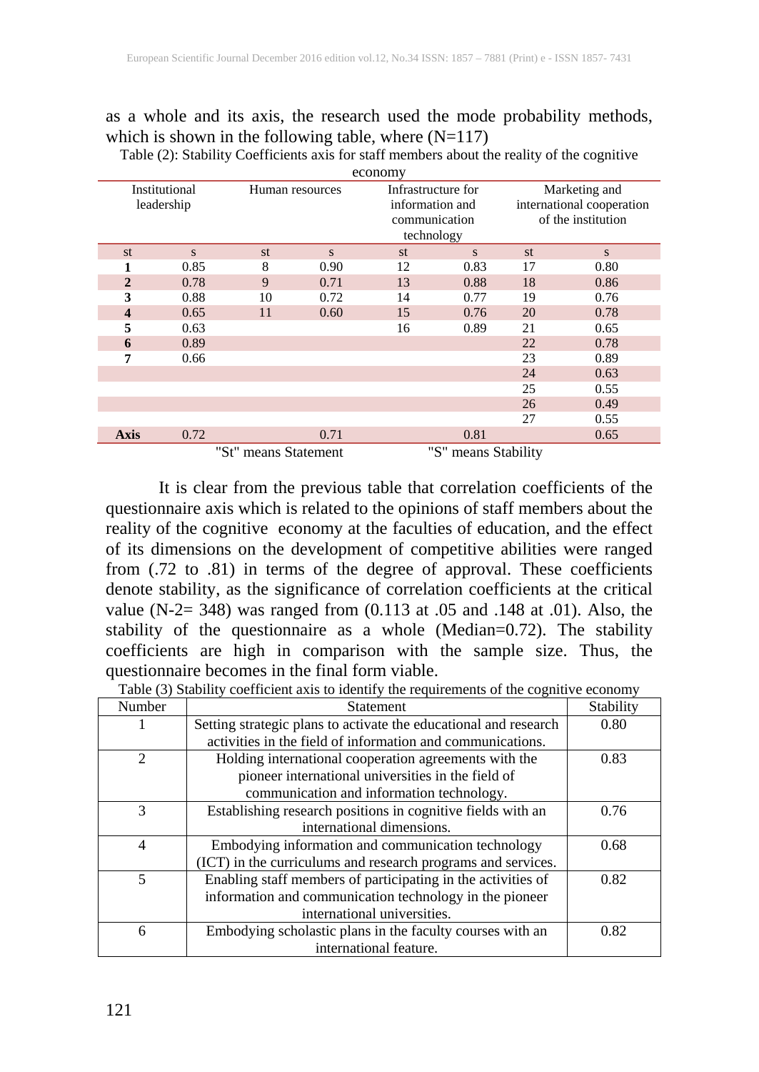as a whole and its axis, the research used the mode probability methods, which is shown in the following table, where (N=117)

Table (2): Stability Coefficients axis for staff members about the reality of the cognitive economy

| Institutional leadership | | Human resources | | Infrastructure for information and communication technology | | Marketing and international cooperation of the institution | |
|---|---|---|---|---|---|---|---|
| st | s | st | s | st | s | st | s |
| **1** | 0.85 | 8 | 0.90 | 12 | 0.83 | 17 | 0.80 |
| **2** | 0.78 | 9 | 0.71 | 13 | 0.88 | 18 | 0.86 |
| **3** | 0.88 | 10 | 0.72 | 14 | 0.77 | 19 | 0.76 |
| **4** | 0.65 | 11 | 0.60 | 15 | 0.76 | 20 | 0.78 |
| **5** | 0.63 | | | 16 | 0.89 | 21 | 0.65 |
| **6** | 0.89 | | | | | 22 | 0.78 |
| **7** | 0.66 | | | | | 23 | 0.89 |
| | | | | | | 24 | 0.63 |
| | | | | | | 25 | 0.55 |
| | | | | | | 26 | 0.49 |
| | | | | | | 27 | 0.55 |
| **Axis** | 0.72 | | 0.71 | | 0.81 | | 0.65 |

"St" means Statement "S" means Stability

It is clear from the previous table that correlation coefficients of the questionnaire axis which is related to the opinions of staff members about the reality of the cognitive economy at the faculties of education, and the effect of its dimensions on the development of competitive abilities were ranged from (.72 to .81) in terms of the degree of approval. These coefficients denote stability, as the significance of correlation coefficients at the critical value (N-2= 348) was ranged from (0.113 at .05 and .148 at .01). Also, the stability of the questionnaire as a whole (Median=0.72). The stability coefficients are high in comparison with the sample size. Thus, the questionnaire becomes in the final form viable.

Table (3) Stability coefficient axis to identify the requirements of the cognitive economy

| Number | Statement | Stability |
|---|---|---|
| 1 | Setting strategic plans to activate the educational and research activities in the field of information and communications. | 0.80 |
| 2 | Holding international cooperation agreements with the pioneer international universities in the field of communication and information technology. | 0.83 |
| 3 | Establishing research positions in cognitive fields with an international dimensions. | 0.76 |
| 4 | Embodying information and communication technology (ICT) in the curriculums and research programs and services. | 0.68 |
| 5 | Enabling staff members of participating in the activities of information and communication technology in the pioneer international universities. | 0.82 |
| 6 | Embodying scholastic plans in the faculty courses with an international feature. | 0.82 |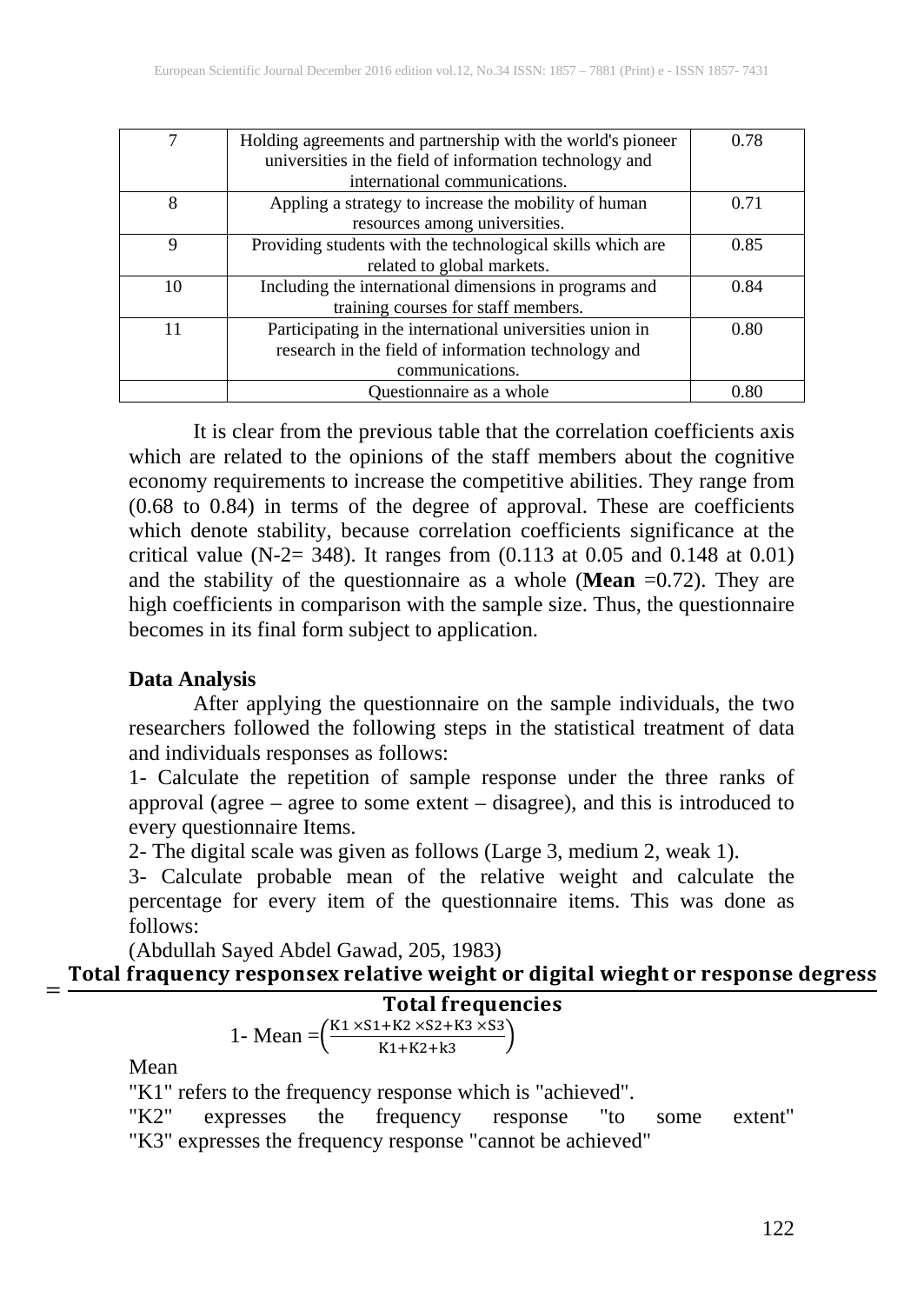| 7 | Holding agreements and partnership with the world's pioneer universities in the field of information technology and international communications. | 0.78 |
|---|---|---|
| 8 | Appling a strategy to increase the mobility of human resources among universities. | 0.71 |
| 9 | Providing students with the technological skills which are related to global markets. | 0.85 |
| 10 | Including the international dimensions in programs and training courses for staff members. | 0.84 |
| 11 | Participating in the international universities union in research in the field of information technology and communications. | 0.80 |
| | Questionnaire as a whole | 0.80 |

It is clear from the previous table that the correlation coefficients axis which are related to the opinions of the staff members about the cognitive economy requirements to increase the competitive abilities. They range from (0.68 to 0.84) in terms of the degree of approval. These are coefficients which denote stability, because correlation coefficients significance at the critical value (N-2= 348). It ranges from (0.113 at 0.05 and 0.148 at 0.01) and the stability of the questionnaire as a whole (**Mean** =0.72). They are high coefficients in comparison with the sample size. Thus, the questionnaire becomes in its final form subject to application.

**Data Analysis**

After applying the questionnaire on the sample individuals, the two researchers followed the following steps in the statistical treatment of data and individuals responses as follows:

1- Calculate the repetition of sample response under the three ranks of approval (agree – agree to some extent – disagree), and this is introduced to every questionnaire Items.

2- The digital scale was given as follows (Large 3, medium 2, weak 1).

3- Calculate probable mean of the relative weight and calculate the percentage for every item of the questionnaire items. This was done as follows:

(Abdullah Sayed Abdel Gawad, 205, 1983)

$$= \frac{\textbf{Total fraquency responsex relative weight or digital wieght or response degress}}{\textbf{Total frequencies}}$$

$$\text{1- Mean} = \left(\frac{K1 \times S1 + K2 \times S2 + K3 \times S3}{K1 + K2 + k3}\right)$$

Mean

"K1" refers to the frequency response which is "achieved".

"K2" expresses the frequency response "to some extent"

"K3" expresses the frequency response "cannot be achieved"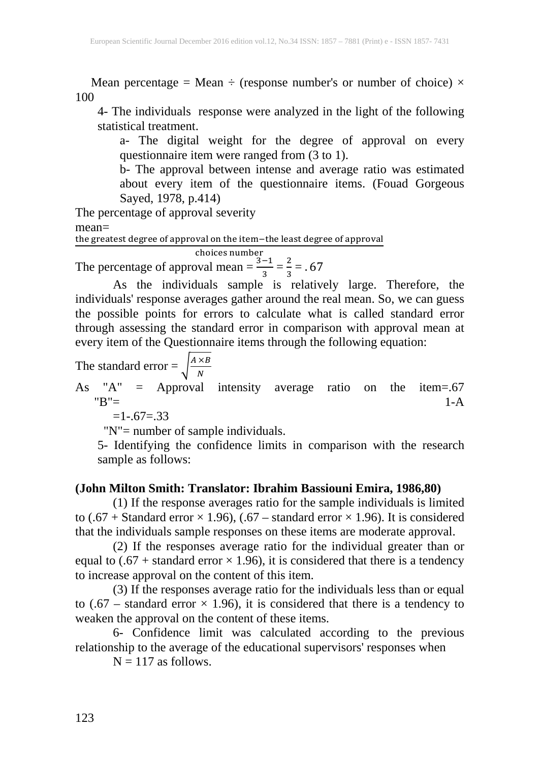Mean percentage = Mean ÷ (response number's or number of choice) × 100

4- The individuals response were analyzed in the light of the following statistical treatment.

a- The digital weight for the degree of approval on every questionnaire item were ranged from (3 to 1).

b- The approval between intense and average ratio was estimated about every item of the questionnaire items. (Fouad Gorgeous Sayed, 1978, p.414)

The percentage of approval severity mean=

$$\frac{\text{the greatest degree of approval on the item} - \text{the least degree of approval}}{\text{choices number}}$$

The percentage of approval mean = $\frac{3-1}{3} = \frac{2}{3} = .67$

As the individuals sample is relatively large. Therefore, the individuals' response averages gather around the real mean. So, we can guess the possible points for errors to calculate what is called standard error through assessing the standard error in comparison with approval mean at every item of the Questionnaire items through the following equation:

The standard error = $\sqrt{\frac{A \times B}{N}}$

As "A" = Approval intensity average ratio on the item=.67
"B"= 1-A
=1-.67=.33
"N"= number of sample individuals.

5- Identifying the confidence limits in comparison with the research sample as follows:

**(John Milton Smith: Translator: Ibrahim Bassiouni Emira, 1986,80)**

(1) If the response averages ratio for the sample individuals is limited to (.67 + Standard error × 1.96), (.67 – standard error × 1.96). It is considered that the individuals sample responses on these items are moderate approval.

(2) If the responses average ratio for the individual greater than or equal to (.67 + standard error × 1.96), it is considered that there is a tendency to increase approval on the content of this item.

(3) If the responses average ratio for the individuals less than or equal to (.67 – standard error × 1.96), it is considered that there is a tendency to weaken the approval on the content of these items.

6- Confidence limit was calculated according to the previous relationship to the average of the educational supervisors' responses when

N = 117 as follows.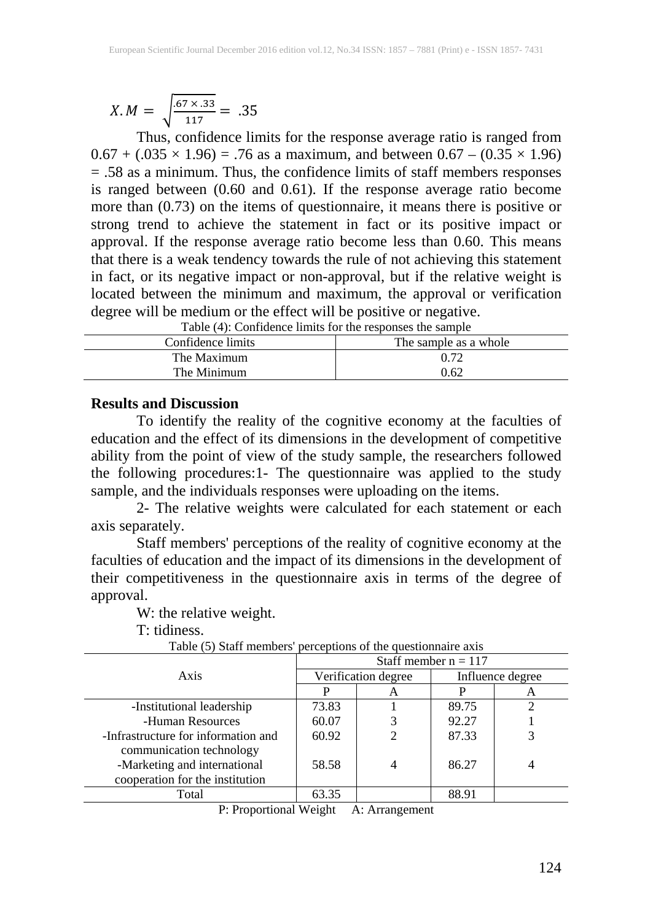$$X.M = \sqrt{\frac{.67 \times .33}{117}} = .35$$

Thus, confidence limits for the response average ratio is ranged from $0.67 + (.035 \times 1.96) = .76$ as a maximum, and between $0.67 - (0.35 \times 1.96) = .58$ as a minimum. Thus, the confidence limits of staff members responses is ranged between (0.60 and 0.61). If the response average ratio become more than (0.73) on the items of questionnaire, it means there is positive or strong trend to achieve the statement in fact or its positive impact or approval. If the response average ratio become less than 0.60. This means that there is a weak tendency towards the rule of not achieving this statement in fact, or its negative impact or non-approval, but if the relative weight is located between the minimum and maximum, the approval or verification degree will be medium or the effect will be positive or negative.

Table (4): Confidence limits for the responses the sample

| Confidence limits | The sample as a whole |
|---|---|
| The Maximum | 0.72 |
| The Minimum | 0.62 |

## Results and Discussion

To identify the reality of the cognitive economy at the faculties of education and the effect of its dimensions in the development of competitive ability from the point of view of the study sample, the researchers followed the following procedures:1- The questionnaire was applied to the study sample, and the individuals responses were uploading on the items.

2- The relative weights were calculated for each statement or each axis separately.

Staff members' perceptions of the reality of cognitive economy at the faculties of education and the impact of its dimensions in the development of their competitiveness in the questionnaire axis in terms of the degree of approval.

W: the relative weight.

T: tidiness.

Table (5) Staff members' perceptions of the questionnaire axis

| Axis | Staff member n = 117 | | | |
|---|---|---|---|---|
| | Verification degree | | Influence degree | |
| | P | A | P | A |
| -Institutional leadership | 73.83 | 1 | 89.75 | 2 |
| -Human Resources | 60.07 | 3 | 92.27 | 1 |
| -Infrastructure for information and communication technology | 60.92 | 2 | 87.33 | 3 |
| -Marketing and international cooperation for the institution | 58.58 | 4 | 86.27 | 4 |
| Total | 63.35 | | 88.91 | |

P: Proportional Weight A: Arrangement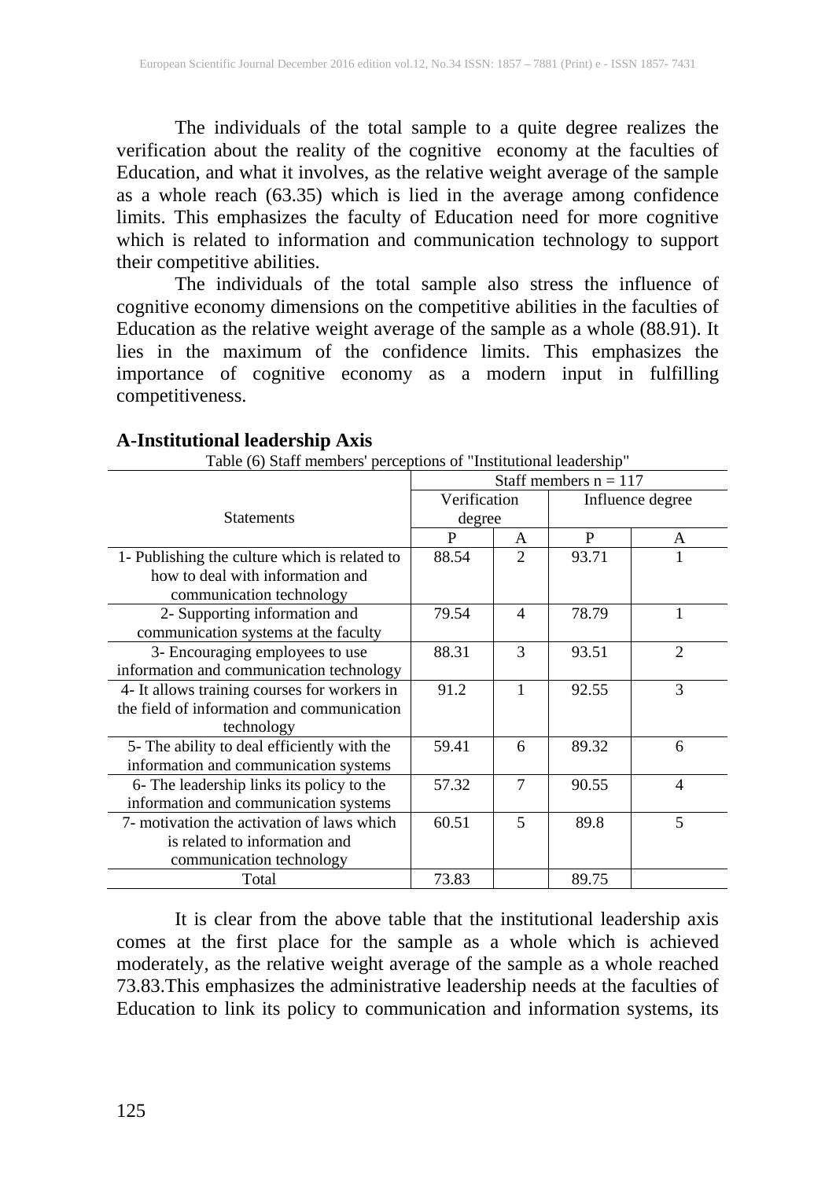The individuals of the total sample to a quite degree realizes the verification about the reality of the cognitive economy at the faculties of Education, and what it involves, as the relative weight average of the sample as a whole reach (63.35) which is lied in the average among confidence limits. This emphasizes the faculty of Education need for more cognitive which is related to information and communication technology to support their competitive abilities.

The individuals of the total sample also stress the influence of cognitive economy dimensions on the competitive abilities in the faculties of Education as the relative weight average of the sample as a whole (88.91). It lies in the maximum of the confidence limits. This emphasizes the importance of cognitive economy as a modern input in fulfilling competitiveness.

## A-Institutional leadership Axis

Table (6) Staff members' perceptions of "Institutional leadership"

| Statements | Staff members n = 117 | | | |
|---|---|---|---|---|
| | Verification degree | | Influence degree | |
| | P | A | P | A |
| 1- Publishing the culture which is related to how to deal with information and communication technology | 88.54 | 2 | 93.71 | 1 |
| 2- Supporting information and communication systems at the faculty | 79.54 | 4 | 78.79 | 1 |
| 3- Encouraging employees to use information and communication technology | 88.31 | 3 | 93.51 | 2 |
| 4- It allows training courses for workers in the field of information and communication technology | 91.2 | 1 | 92.55 | 3 |
| 5- The ability to deal efficiently with the information and communication systems | 59.41 | 6 | 89.32 | 6 |
| 6- The leadership links its policy to the information and communication systems | 57.32 | 7 | 90.55 | 4 |
| 7- motivation the activation of laws which is related to information and communication technology | 60.51 | 5 | 89.8 | 5 |
| Total | 73.83 | | 89.75 | |

It is clear from the above table that the institutional leadership axis comes at the first place for the sample as a whole which is achieved moderately, as the relative weight average of the sample as a whole reached 73.83.This emphasizes the administrative leadership needs at the faculties of Education to link its policy to communication and information systems, its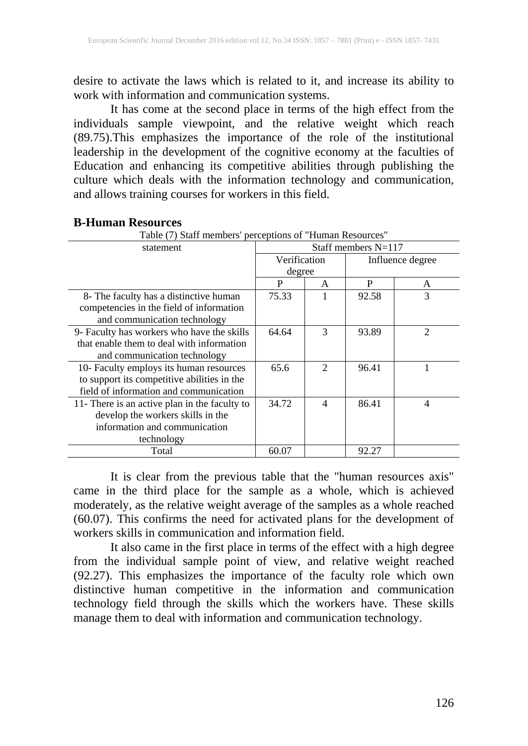desire to activate the laws which is related to it, and increase its ability to work with information and communication systems.

It has come at the second place in terms of the high effect from the individuals sample viewpoint, and the relative weight which reach (89.75).This emphasizes the importance of the role of the institutional leadership in the development of the cognitive economy at the faculties of Education and enhancing its competitive abilities through publishing the culture which deals with the information technology and communication, and allows training courses for workers in this field.

### B-Human Resources

Table (7) Staff members' perceptions of "Human Resources"

| statement | Staff members N=117 | | | |
|---|---|---|---|---|
| | Verification degree | | Influence degree | |
| | P | A | P | A |
| 8- The faculty has a distinctive human competencies in the field of information and communication technology | 75.33 | 1 | 92.58 | 3 |
| 9- Faculty has workers who have the skills that enable them to deal with information and communication technology | 64.64 | 3 | 93.89 | 2 |
| 10- Faculty employs its human resources to support its competitive abilities in the field of information and communication | 65.6 | 2 | 96.41 | 1 |
| 11- There is an active plan in the faculty to develop the workers skills in the information and communication technology | 34.72 | 4 | 86.41 | 4 |
| Total | 60.07 | | 92.27 | |

It is clear from the previous table that the "human resources axis" came in the third place for the sample as a whole, which is achieved moderately, as the relative weight average of the samples as a whole reached (60.07). This confirms the need for activated plans for the development of workers skills in communication and information field.

It also came in the first place in terms of the effect with a high degree from the individual sample point of view, and relative weight reached (92.27). This emphasizes the importance of the faculty role which own distinctive human competitive in the information and communication technology field through the skills which the workers have. These skills manage them to deal with information and communication technology.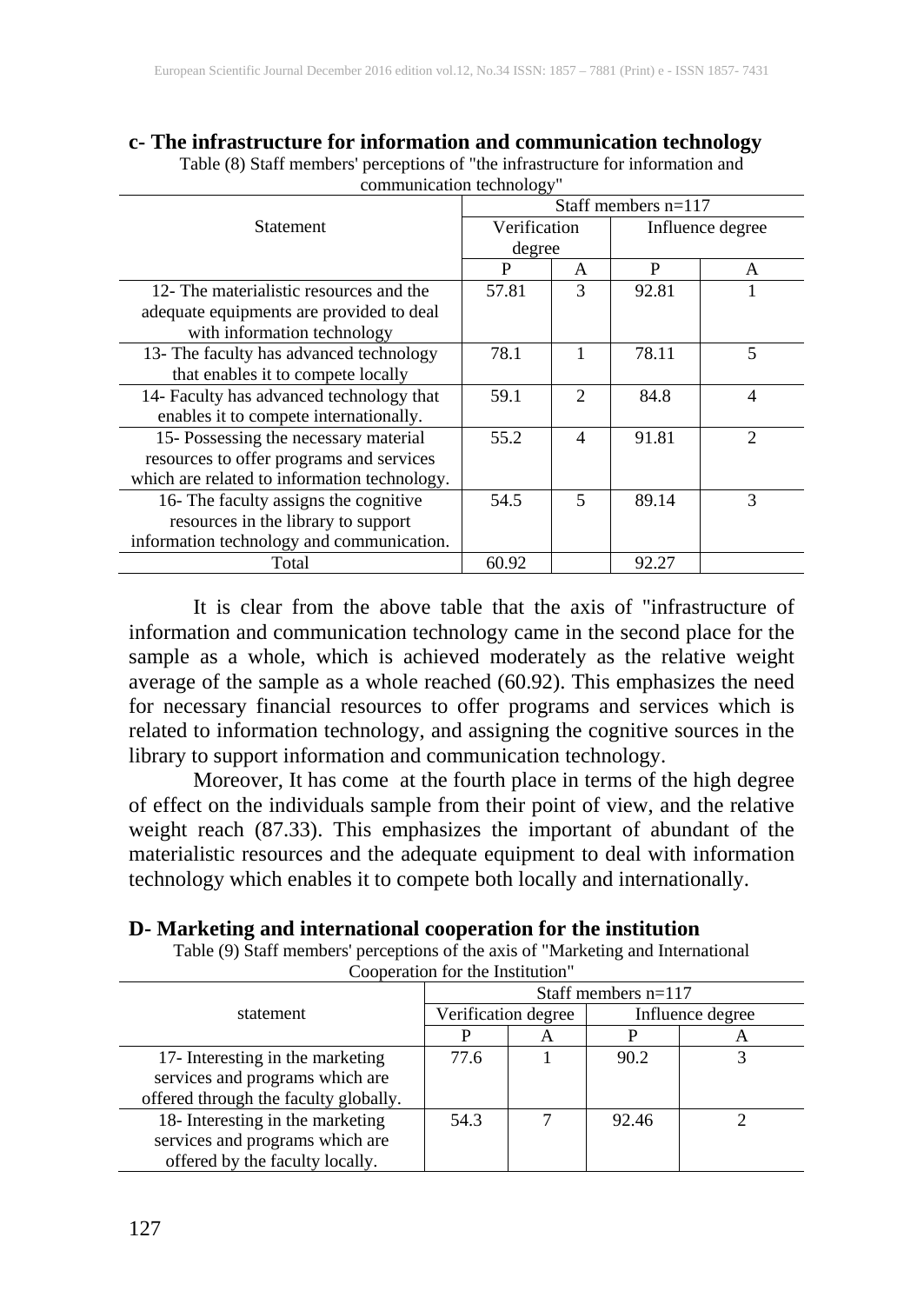### c- The infrastructure for information and communication technology

Table (8) Staff members' perceptions of "the infrastructure for information and communication technology"

| Statement | Staff members n=117 | | | |
|---|---|---|---|---|
| | Verification degree | | Influence degree | |
| | P | A | P | A |
| 12- The materialistic resources and the adequate equipments are provided to deal with information technology | 57.81 | 3 | 92.81 | 1 |
| 13- The faculty has advanced technology that enables it to compete locally | 78.1 | 1 | 78.11 | 5 |
| 14- Faculty has advanced technology that enables it to compete internationally. | 59.1 | 2 | 84.8 | 4 |
| 15- Possessing the necessary material resources to offer programs and services which are related to information technology. | 55.2 | 4 | 91.81 | 2 |
| 16- The faculty assigns the cognitive resources in the library to support information technology and communication. | 54.5 | 5 | 89.14 | 3 |
| Total | 60.92 | | 92.27 | |

It is clear from the above table that the axis of "infrastructure of information and communication technology came in the second place for the sample as a whole, which is achieved moderately as the relative weight average of the sample as a whole reached (60.92). This emphasizes the need for necessary financial resources to offer programs and services which is related to information technology, and assigning the cognitive sources in the library to support information and communication technology.

Moreover, It has come at the fourth place in terms of the high degree of effect on the individuals sample from their point of view, and the relative weight reach (87.33). This emphasizes the important of abundant of the materialistic resources and the adequate equipment to deal with information technology which enables it to compete both locally and internationally.

### D- Marketing and international cooperation for the institution

Table (9) Staff members' perceptions of the axis of "Marketing and International Cooperation for the Institution"

| statement | Staff members n=117 | | | |
|---|---|---|---|---|
| | Verification degree | | Influence degree | |
| | P | A | P | A |
| 17- Interesting in the marketing services and programs which are offered through the faculty globally. | 77.6 | 1 | 90.2 | 3 |
| 18- Interesting in the marketing services and programs which are offered by the faculty locally. | 54.3 | 7 | 92.46 | 2 |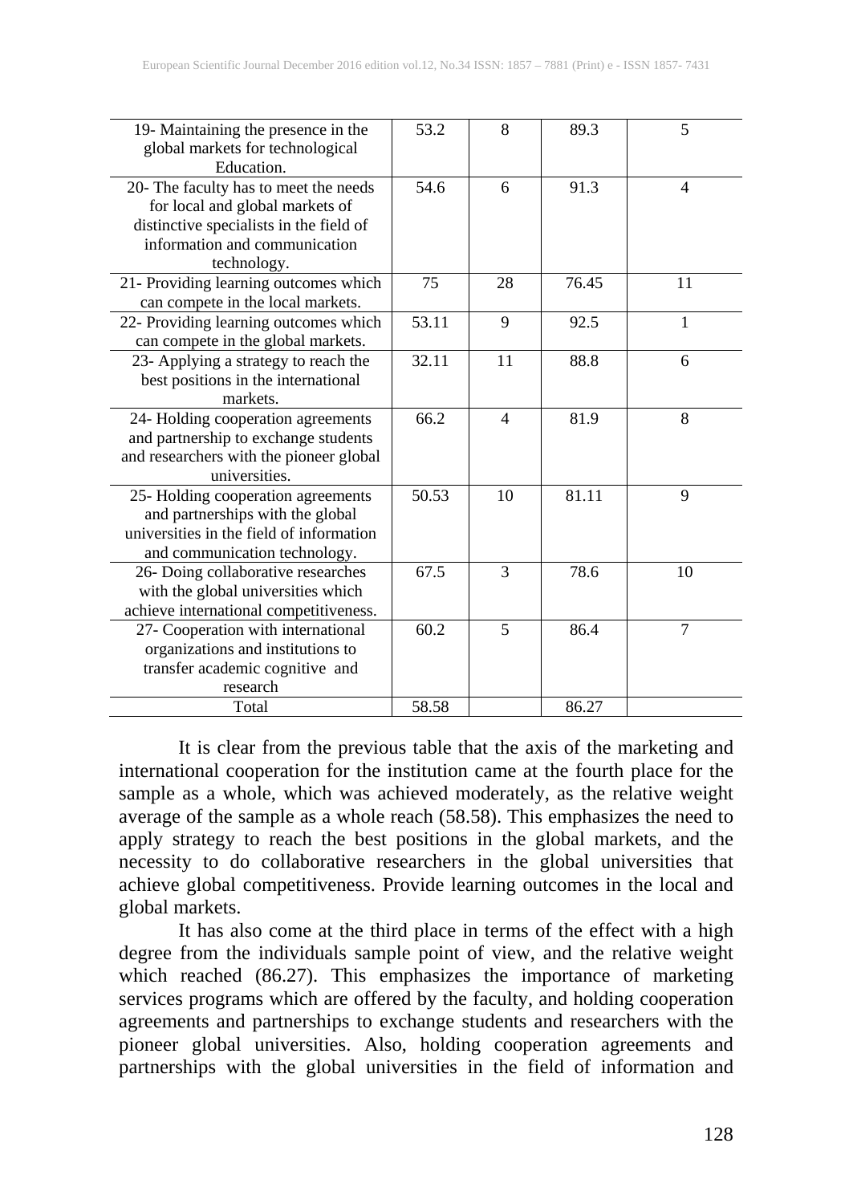| | | | | |
|---|---|---|---|---|
| 19- Maintaining the presence in the global markets for technological Education. | 53.2 | 8 | 89.3 | 5 |
| 20- The faculty has to meet the needs for local and global markets of distinctive specialists in the field of information and communication technology. | 54.6 | 6 | 91.3 | 4 |
| 21- Providing learning outcomes which can compete in the local markets. | 75 | 28 | 76.45 | 11 |
| 22- Providing learning outcomes which can compete in the global markets. | 53.11 | 9 | 92.5 | 1 |
| 23- Applying a strategy to reach the best positions in the international markets. | 32.11 | 11 | 88.8 | 6 |
| 24- Holding cooperation agreements and partnership to exchange students and researchers with the pioneer global universities. | 66.2 | 4 | 81.9 | 8 |
| 25- Holding cooperation agreements and partnerships with the global universities in the field of information and communication technology. | 50.53 | 10 | 81.11 | 9 |
| 26- Doing collaborative researches with the global universities which achieve international competitiveness. | 67.5 | 3 | 78.6 | 10 |
| 27- Cooperation with international organizations and institutions to transfer academic cognitive and research | 60.2 | 5 | 86.4 | 7 |
| Total | 58.58 | | 86.27 | |

It is clear from the previous table that the axis of the marketing and international cooperation for the institution came at the fourth place for the sample as a whole, which was achieved moderately, as the relative weight average of the sample as a whole reach (58.58). This emphasizes the need to apply strategy to reach the best positions in the global markets, and the necessity to do collaborative researchers in the global universities that achieve global competitiveness. Provide learning outcomes in the local and global markets.

It has also come at the third place in terms of the effect with a high degree from the individuals sample point of view, and the relative weight which reached (86.27). This emphasizes the importance of marketing services programs which are offered by the faculty, and holding cooperation agreements and partnerships to exchange students and researchers with the pioneer global universities. Also, holding cooperation agreements and partnerships with the global universities in the field of information and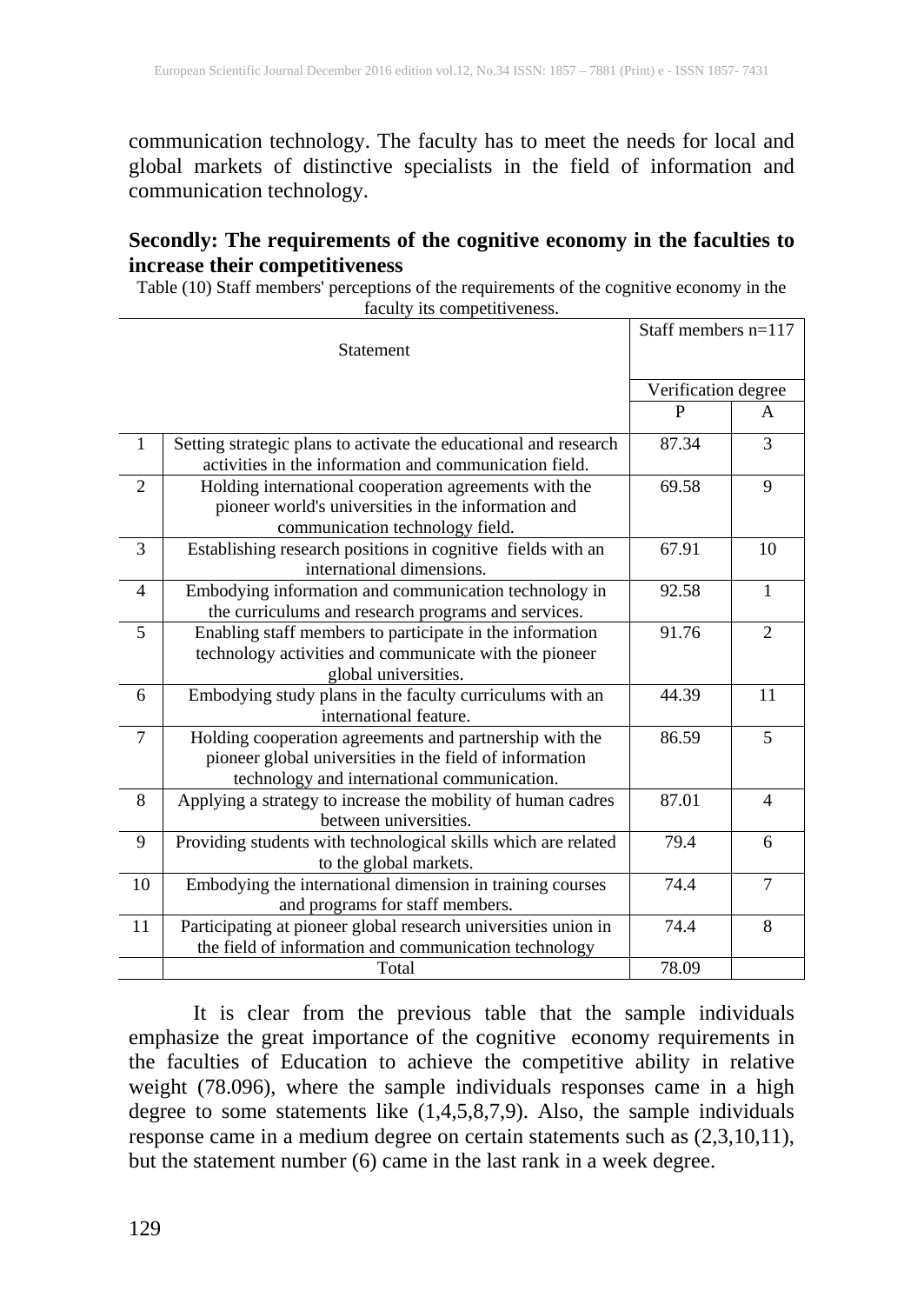communication technology. The faculty has to meet the needs for local and global markets of distinctive specialists in the field of information and communication technology.

**Secondly: The requirements of the cognitive economy in the faculties to increase their competitiveness**

Table (10) Staff members' perceptions of the requirements of the cognitive economy in the faculty its competitiveness.

| | Statement | Staff members n=117 | |
|---|---|---|---|
| | | Verification degree | |
| | | P | A |
| 1 | Setting strategic plans to activate the educational and research activities in the information and communication field. | 87.34 | 3 |
| 2 | Holding international cooperation agreements with the pioneer world's universities in the information and communication technology field. | 69.58 | 9 |
| 3 | Establishing research positions in cognitive fields with an international dimensions. | 67.91 | 10 |
| 4 | Embodying information and communication technology in the curriculums and research programs and services. | 92.58 | 1 |
| 5 | Enabling staff members to participate in the information technology activities and communicate with the pioneer global universities. | 91.76 | 2 |
| 6 | Embodying study plans in the faculty curriculums with an international feature. | 44.39 | 11 |
| 7 | Holding cooperation agreements and partnership with the pioneer global universities in the field of information technology and international communication. | 86.59 | 5 |
| 8 | Applying a strategy to increase the mobility of human cadres between universities. | 87.01 | 4 |
| 9 | Providing students with technological skills which are related to the global markets. | 79.4 | 6 |
| 10 | Embodying the international dimension in training courses and programs for staff members. | 74.4 | 7 |
| 11 | Participating at pioneer global research universities union in the field of information and communication technology | 74.4 | 8 |
| | Total | 78.09 | |

It is clear from the previous table that the sample individuals emphasize the great importance of the cognitive economy requirements in the faculties of Education to achieve the competitive ability in relative weight (78.096), where the sample individuals responses came in a high degree to some statements like (1,4,5,8,7,9). Also, the sample individuals response came in a medium degree on certain statements such as (2,3,10,11), but the statement number (6) came in the last rank in a week degree.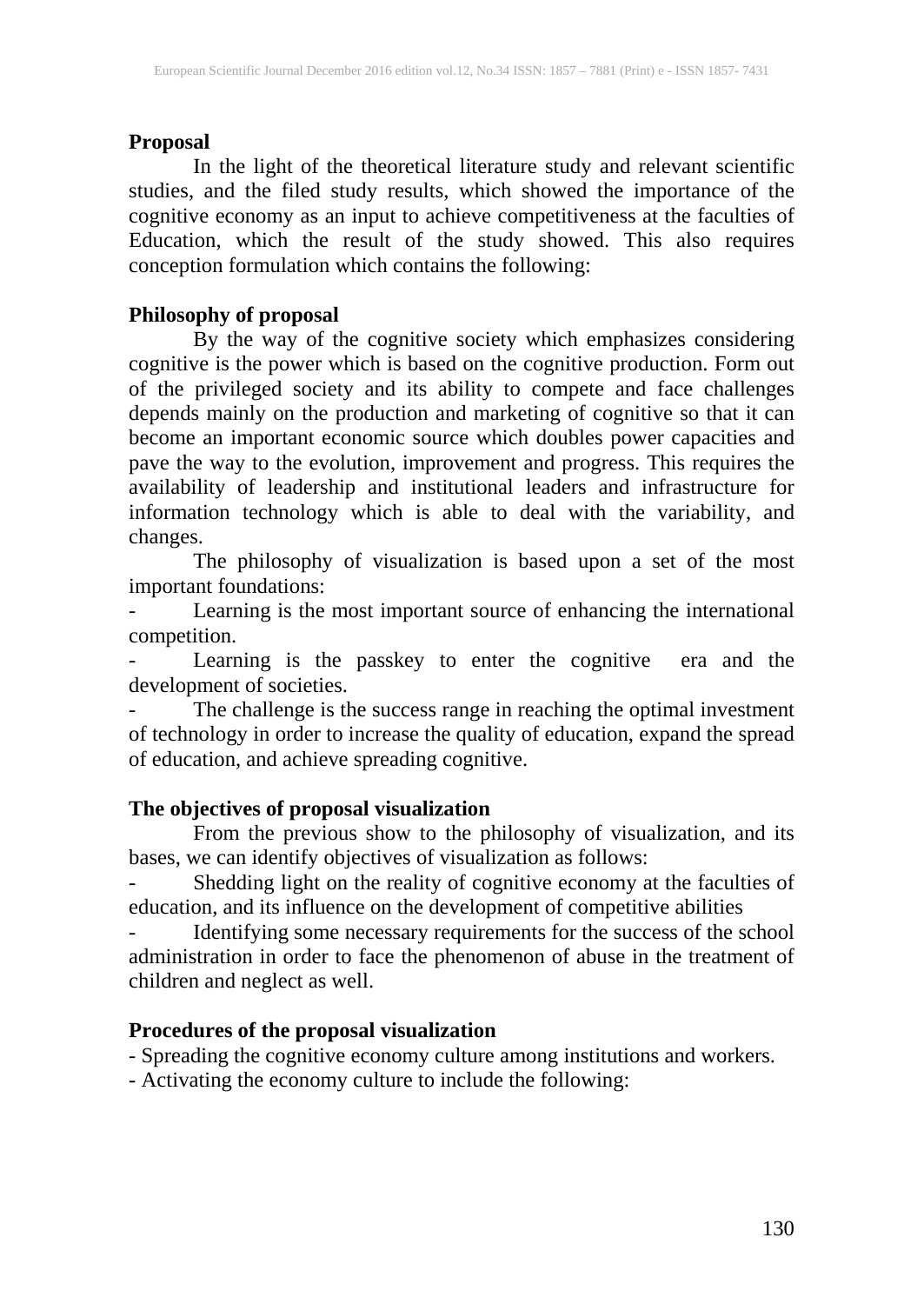**Proposal**

In the light of the theoretical literature study and relevant scientific studies, and the filed study results, which showed the importance of the cognitive economy as an input to achieve competitiveness at the faculties of Education, which the result of the study showed. This also requires conception formulation which contains the following:

**Philosophy of proposal**

By the way of the cognitive society which emphasizes considering cognitive is the power which is based on the cognitive production. Form out of the privileged society and its ability to compete and face challenges depends mainly on the production and marketing of cognitive so that it can become an important economic source which doubles power capacities and pave the way to the evolution, improvement and progress. This requires the availability of leadership and institutional leaders and infrastructure for information technology which is able to deal with the variability, and changes.

The philosophy of visualization is based upon a set of the most important foundations:

- Learning is the most important source of enhancing the international competition.
- Learning is the passkey to enter the cognitive era and the development of societies.
- The challenge is the success range in reaching the optimal investment of technology in order to increase the quality of education, expand the spread of education, and achieve spreading cognitive.

**The objectives of proposal visualization**

From the previous show to the philosophy of visualization, and its bases, we can identify objectives of visualization as follows:

- Shedding light on the reality of cognitive economy at the faculties of education, and its influence on the development of competitive abilities
- Identifying some necessary requirements for the success of the school administration in order to face the phenomenon of abuse in the treatment of children and neglect as well.

**Procedures of the proposal visualization**

- Spreading the cognitive economy culture among institutions and workers.
- Activating the economy culture to include the following: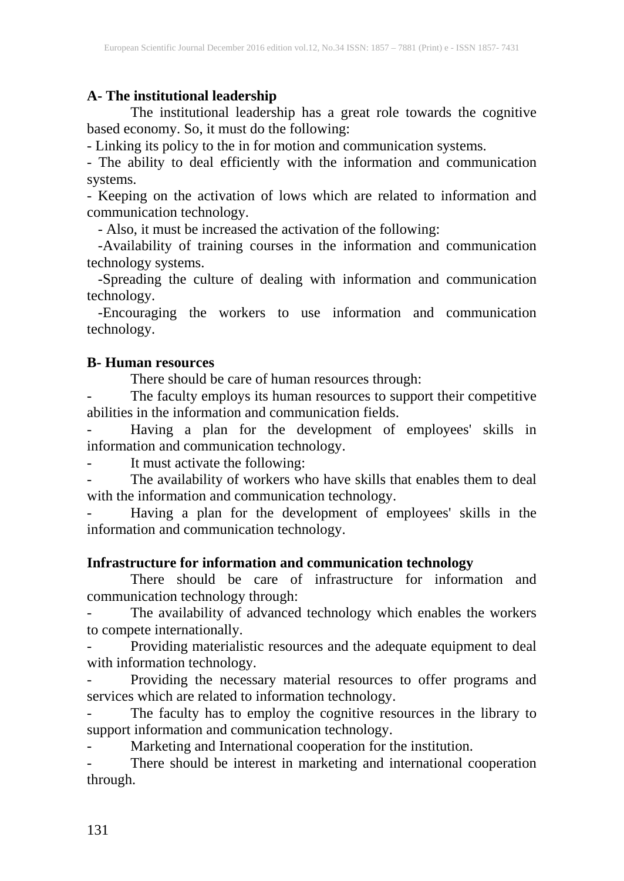**A- The institutional leadership**

The institutional leadership has a great role towards the cognitive based economy. So, it must do the following:

- Linking its policy to the in for motion and communication systems.
- The ability to deal efficiently with the information and communication systems.
- Keeping on the activation of lows which are related to information and communication technology.
- Also, it must be increased the activation of the following:
- Availability of training courses in the information and communication technology systems.
- Spreading the culture of dealing with information and communication technology.
- Encouraging the workers to use information and communication technology.

**B- Human resources**

There should be care of human resources through:

- The faculty employs its human resources to support their competitive abilities in the information and communication fields.
- Having a plan for the development of employees' skills in information and communication technology.
- It must activate the following:
- The availability of workers who have skills that enables them to deal with the information and communication technology.
- Having a plan for the development of employees' skills in the information and communication technology.

**Infrastructure for information and communication technology**

There should be care of infrastructure for information and communication technology through:

- The availability of advanced technology which enables the workers to compete internationally.
- Providing materialistic resources and the adequate equipment to deal with information technology.
- Providing the necessary material resources to offer programs and services which are related to information technology.
- The faculty has to employ the cognitive resources in the library to support information and communication technology.
- Marketing and International cooperation for the institution.
- There should be interest in marketing and international cooperation through.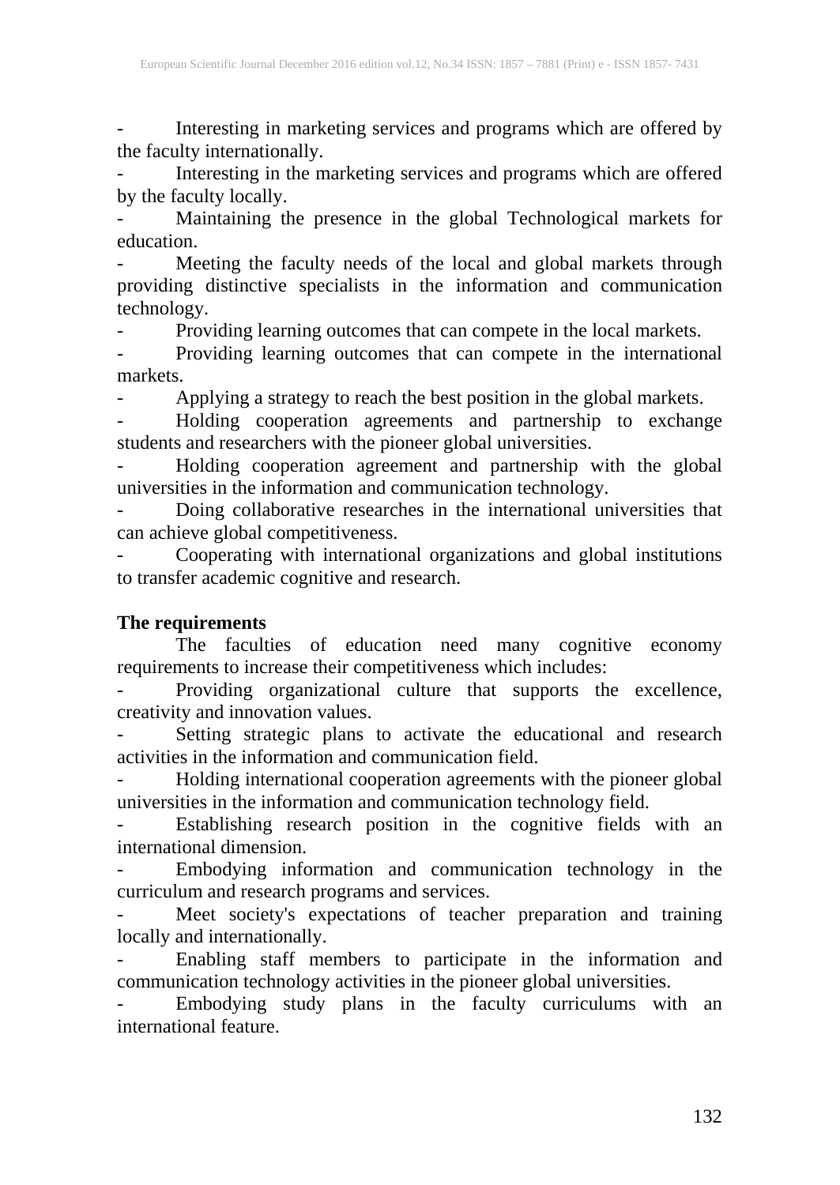- Interesting in marketing services and programs which are offered by the faculty internationally.
- Interesting in the marketing services and programs which are offered by the faculty locally.
- Maintaining the presence in the global Technological markets for education.
- Meeting the faculty needs of the local and global markets through providing distinctive specialists in the information and communication technology.
- Providing learning outcomes that can compete in the local markets.
- Providing learning outcomes that can compete in the international markets.
- Applying a strategy to reach the best position in the global markets.
- Holding cooperation agreements and partnership to exchange students and researchers with the pioneer global universities.
- Holding cooperation agreement and partnership with the global universities in the information and communication technology.
- Doing collaborative researches in the international universities that can achieve global competitiveness.
- Cooperating with international organizations and global institutions to transfer academic cognitive and research.

**The requirements**

The faculties of education need many cognitive economy requirements to increase their competitiveness which includes:

- Providing organizational culture that supports the excellence, creativity and innovation values.
- Setting strategic plans to activate the educational and research activities in the information and communication field.
- Holding international cooperation agreements with the pioneer global universities in the information and communication technology field.
- Establishing research position in the cognitive fields with an international dimension.
- Embodying information and communication technology in the curriculum and research programs and services.
- Meet society's expectations of teacher preparation and training locally and internationally.
- Enabling staff members to participate in the information and communication technology activities in the pioneer global universities.
- Embodying study plans in the faculty curriculums with an international feature.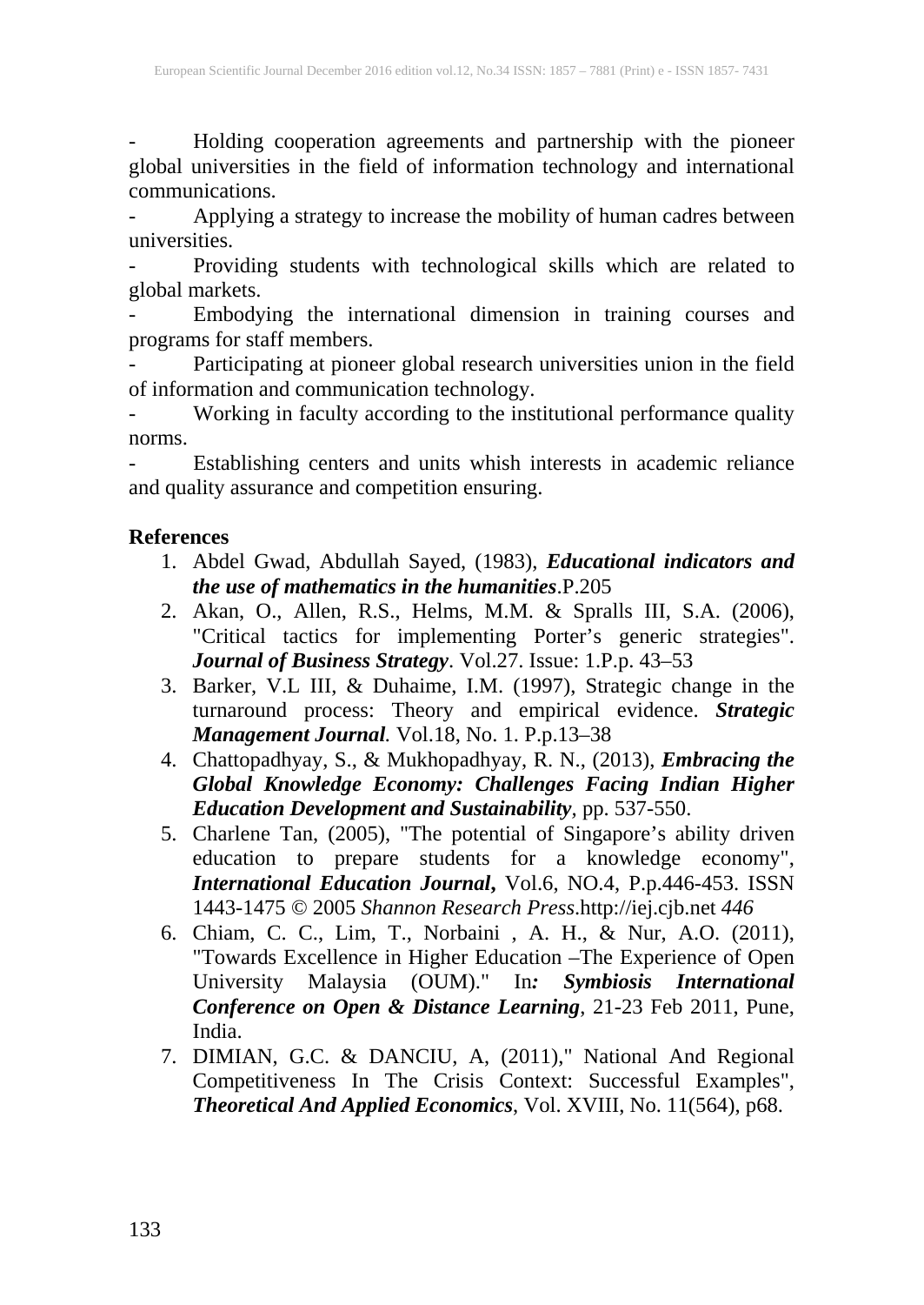- Holding cooperation agreements and partnership with the pioneer global universities in the field of information technology and international communications.
- Applying a strategy to increase the mobility of human cadres between universities.
- Providing students with technological skills which are related to global markets.
- Embodying the international dimension in training courses and programs for staff members.
- Participating at pioneer global research universities union in the field of information and communication technology.
- Working in faculty according to the institutional performance quality norms.
- Establishing centers and units whish interests in academic reliance and quality assurance and competition ensuring.

**References**

1. Abdel Gwad, Abdullah Sayed, (1983), ***Educational indicators and the use of mathematics in the humanities***.P.205
2. Akan, O., Allen, R.S., Helms, M.M. & Spralls III, S.A. (2006), "Critical tactics for implementing Porter's generic strategies". ***Journal of Business Strategy***. Vol.27. Issue: 1.P.p. 43–53
3. Barker, V.L III, & Duhaime, I.M. (1997), Strategic change in the turnaround process: Theory and empirical evidence. ***Strategic Management Journal***. Vol.18, No. 1. P.p.13–38
4. Chattopadhyay, S., & Mukhopadhyay, R. N., (2013), ***Embracing the Global Knowledge Economy: Challenges Facing Indian Higher Education Development and Sustainability***, pp. 537-550.
5. Charlene Tan, (2005), "The potential of Singapore's ability driven education to prepare students for a knowledge economy", ***International Education Journal***, Vol.6, NO.4, P.p.446-453. ISSN 1443-1475 © 2005 *Shannon Research Press*.http://iej.cjb.net *446*
6. Chiam, C. C., Lim, T., Norbaini , A. H., & Nur, A.O. (2011), "Towards Excellence in Higher Education –The Experience of Open University Malaysia (OUM)." In***: Symbiosis International Conference on Open & Distance Learning***, 21-23 Feb 2011, Pune, India.
7. DIMIAN, G.C. & DANCIU, A, (2011)," National And Regional Competitiveness In The Crisis Context: Successful Examples", ***Theoretical And Applied Economics***, Vol. XVIII, No. 11(564), p68.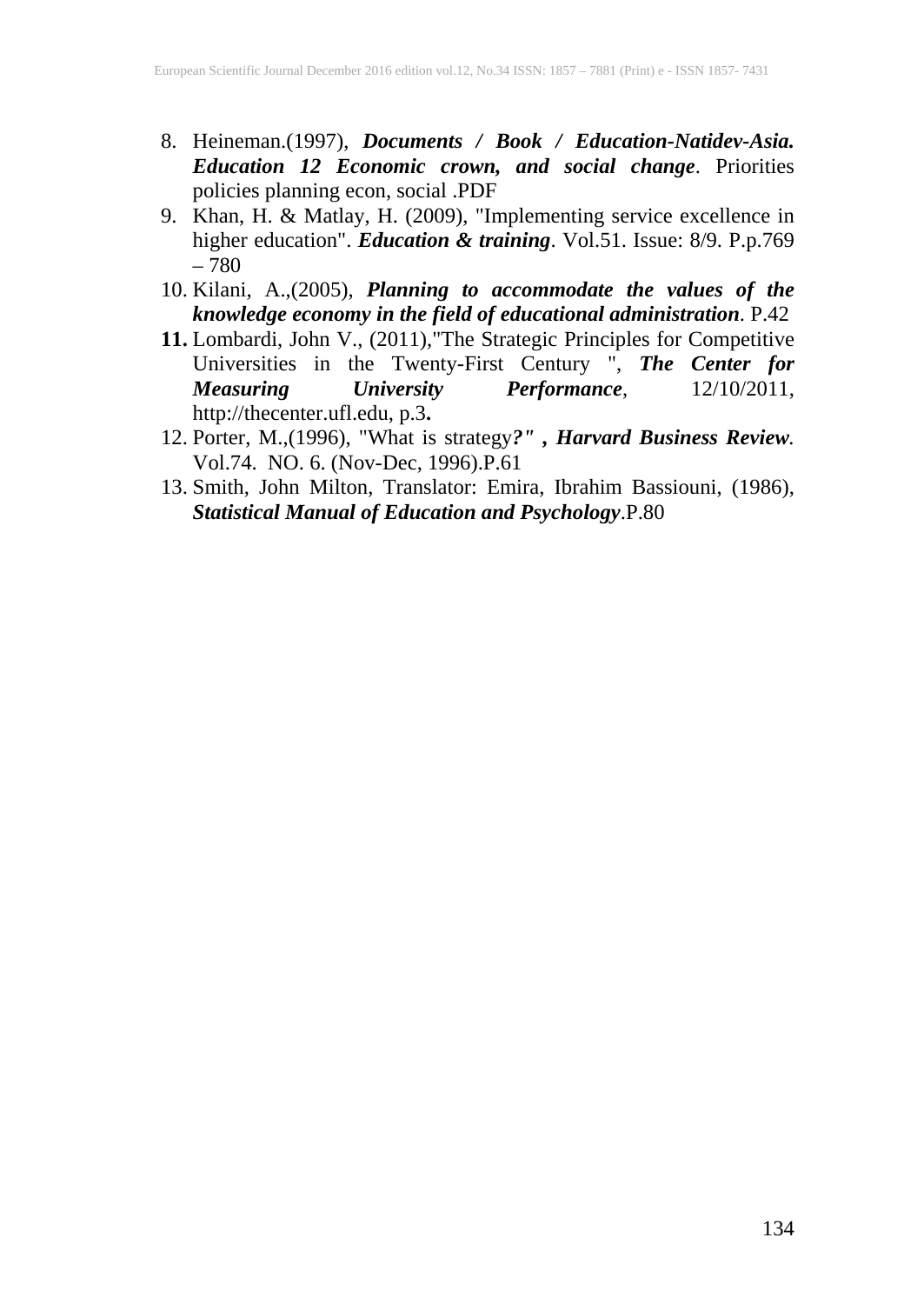8. Heineman.(1997), ***Documents / Book / Education-Natidev-Asia. Education 12 Economic crown, and social change***. Priorities policies planning econ, social .PDF
9. Khan, H. & Matlay, H. (2009), "Implementing service excellence in higher education". ***Education & training***. Vol.51. Issue: 8/9. P.p.769 – 780
10. Kilani, A.,(2005), ***Planning to accommodate the values of the knowledge economy in the field of educational administration***. P.42
11. Lombardi, John V., (2011),"The Strategic Principles for Competitive Universities in the Twenty-First Century ", ***The Center for Measuring University Performance***, 12/10/2011, http://thecenter.ufl.edu, p.3**.**
12. Porter, M.,(1996), "What is strategy***?" , Harvard Business Review***. Vol.74. NO. 6. (Nov-Dec, 1996).P.61
13. Smith, John Milton, Translator: Emira, Ibrahim Bassiouni, (1986), ***Statistical Manual of Education and Psychology***.P.80